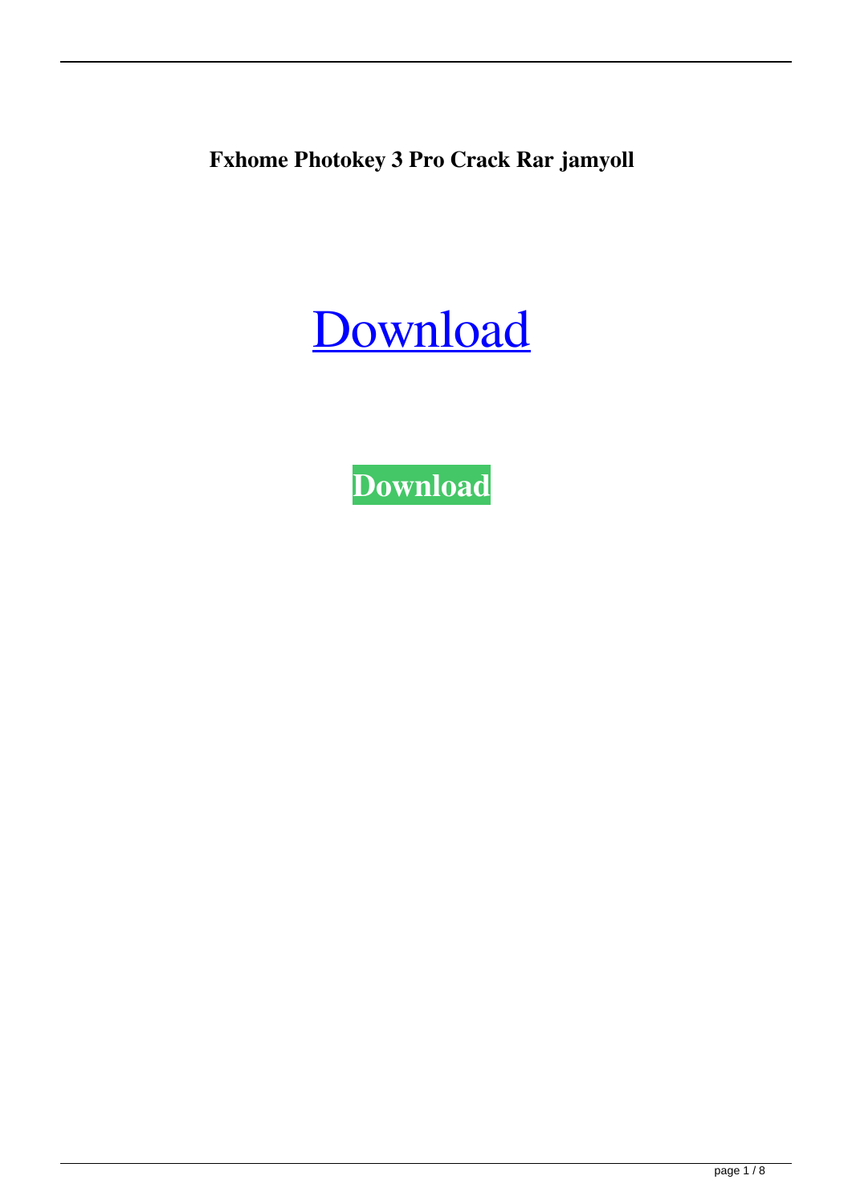**Fxhome Photokey 3 Pro Crack Rar jamyoll**

Download

**Download**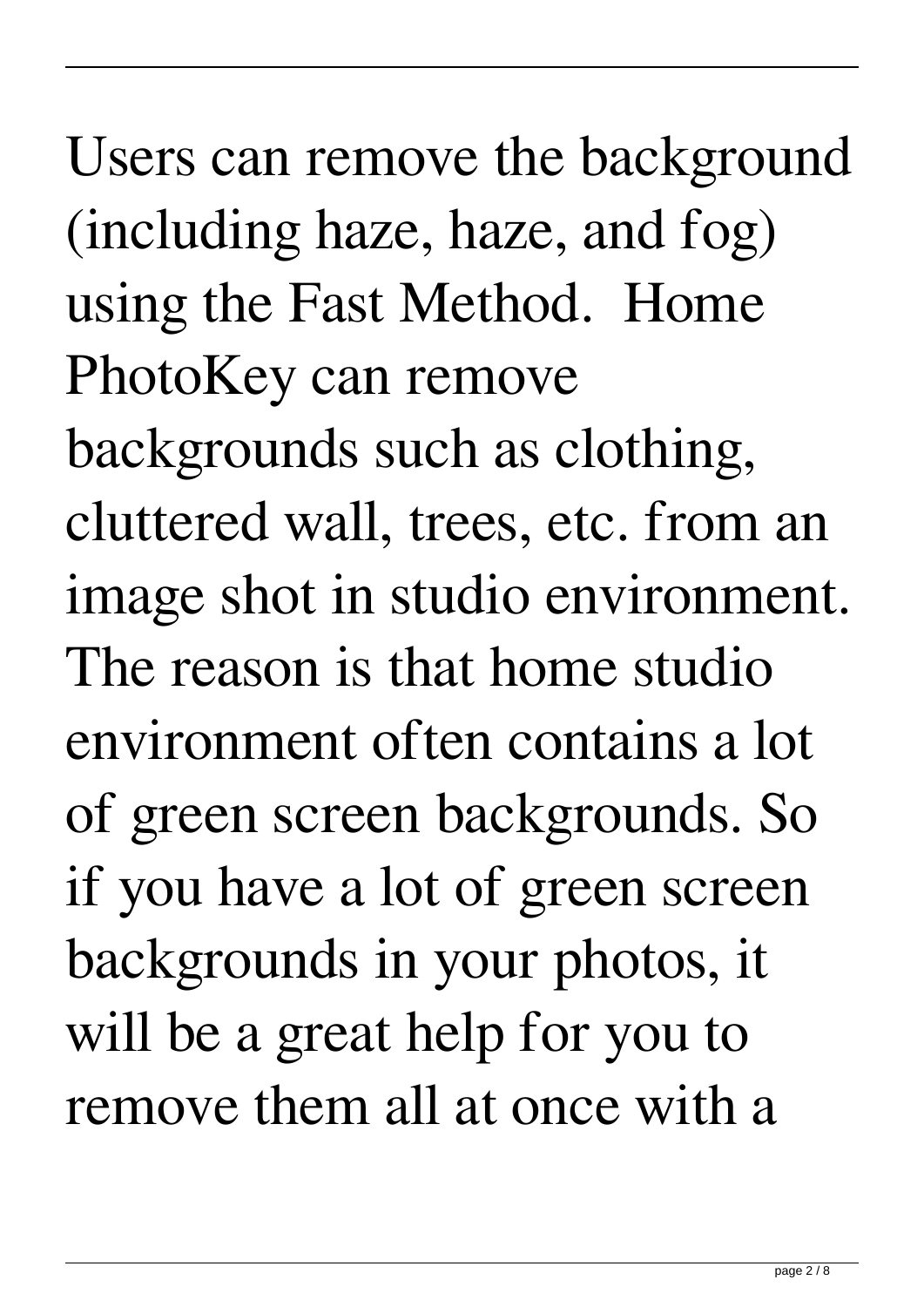Users can remove the background (including haze, haze, and fog) using the Fast Method. Home PhotoKey can remove backgrounds such as clothing, cluttered wall, trees, etc. from an image shot in studio environment. The reason is that home studio environment often contains a lot of green screen backgrounds. So if you have a lot of green screen backgrounds in your photos, it will be a great help for you to remove them all at once with a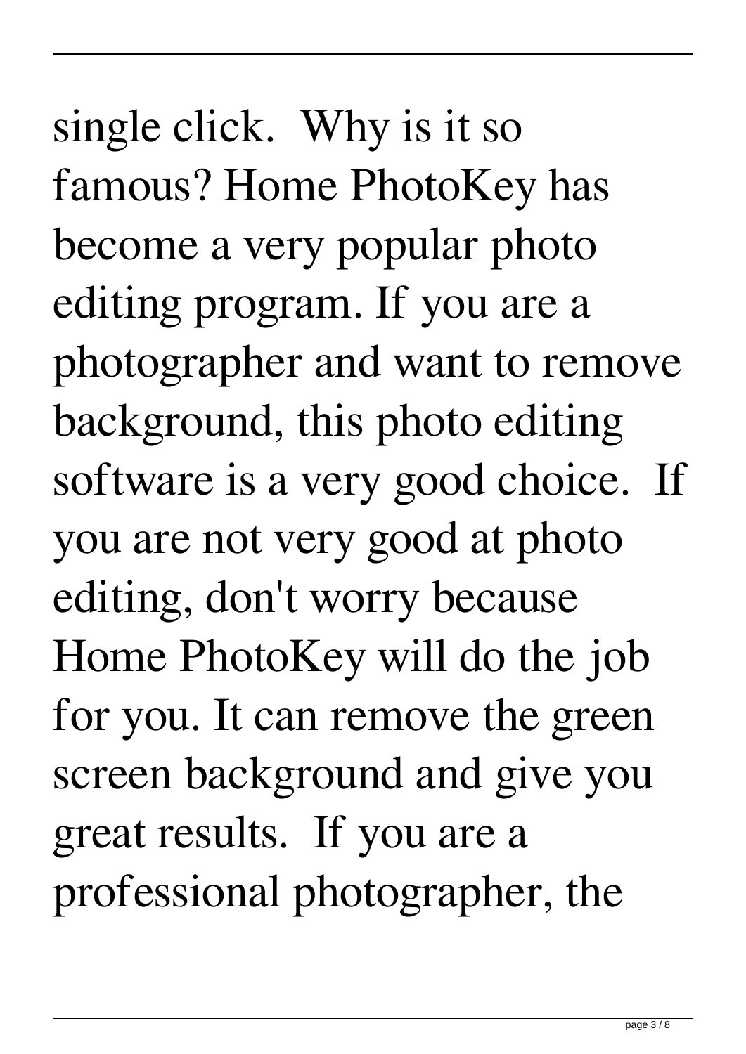single click.  Why is it so famous? Home PhotoKey has become a very popular photo editing program. If you are a photographer and want to remove background, this photo editing software is a very good choice.  If you are not very good at photo editing, don't worry because Home PhotoKey will do the job for you. It can remove the green screen background and give you great results.  If you are a professional photographer, the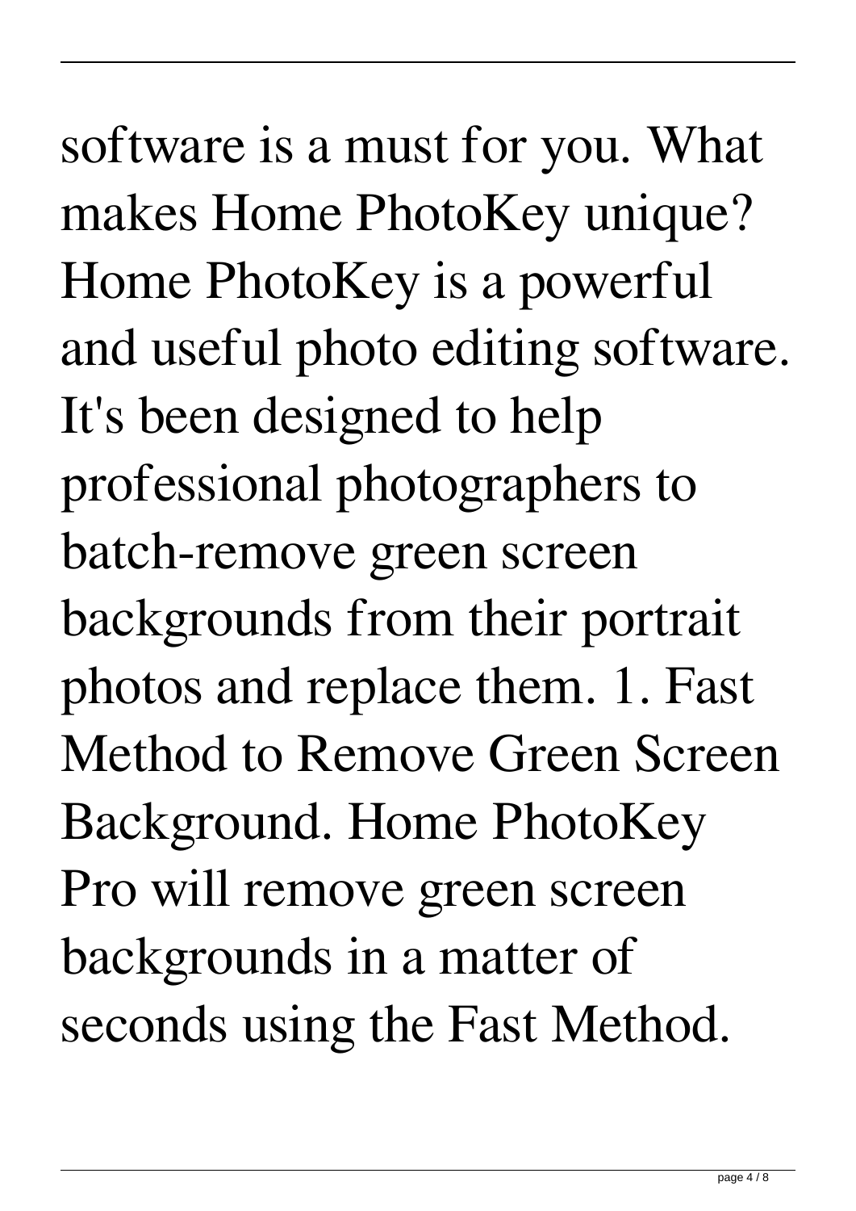software is a must for you. What makes Home PhotoKey unique? Home PhotoKey is a powerful and useful photo editing software. It's been designed to help professional photographers to batch-remove green screen backgrounds from their portrait photos and replace them. 1. Fast Method to Remove Green Screen Background. Home PhotoKey Pro will remove green screen backgrounds in a matter of seconds using the Fast Method.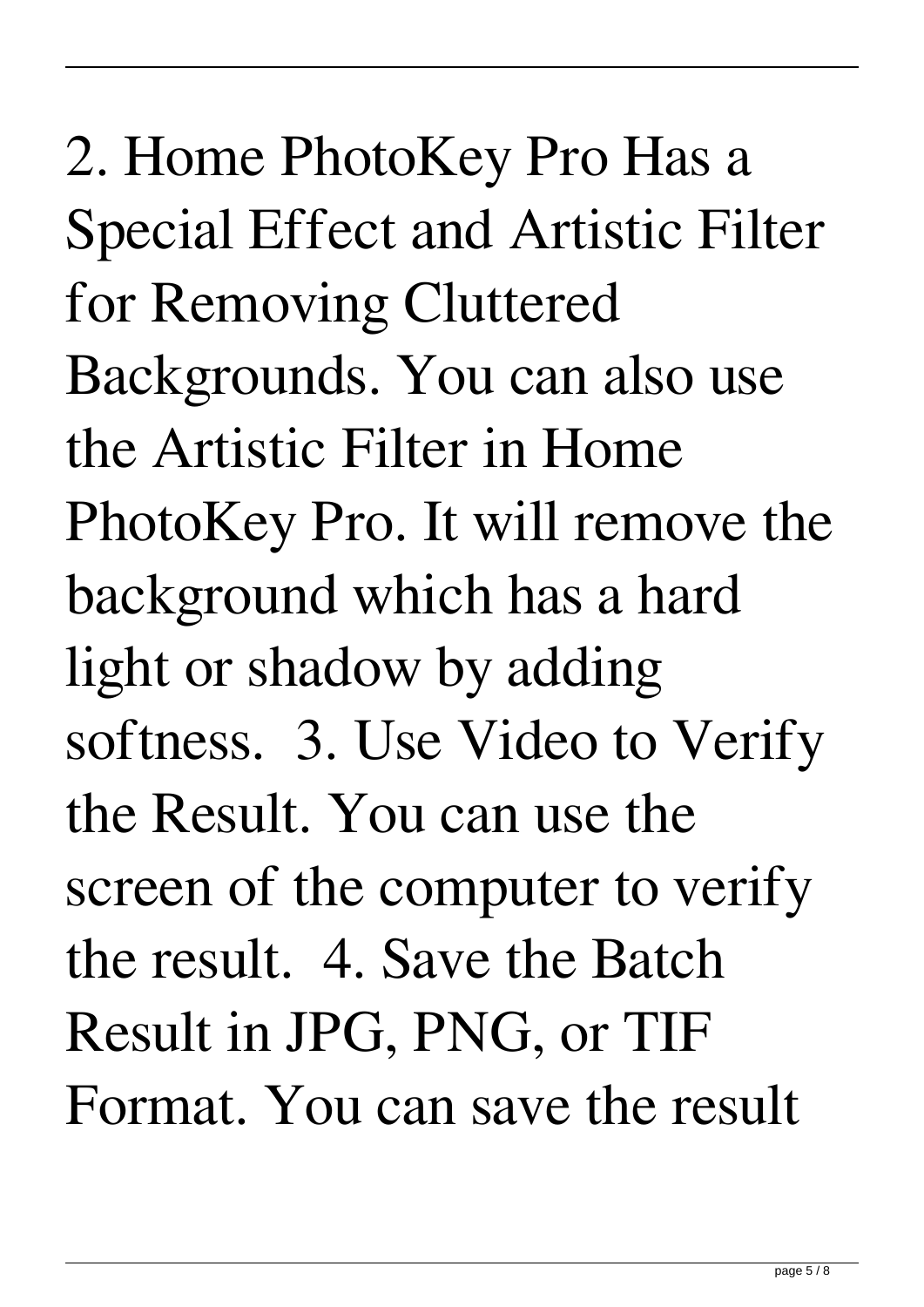2. Home PhotoKey Pro Has a Special Effect and Artistic Filter for Removing Cluttered Backgrounds. You can also use the Artistic Filter in Home PhotoKey Pro. It will remove the background which has a hard light or shadow by adding softness.  3. Use Video to Verify the Result. You can use the screen of the computer to verify the result.  4. Save the Batch Result in JPG, PNG, or TIF Format. You can save the result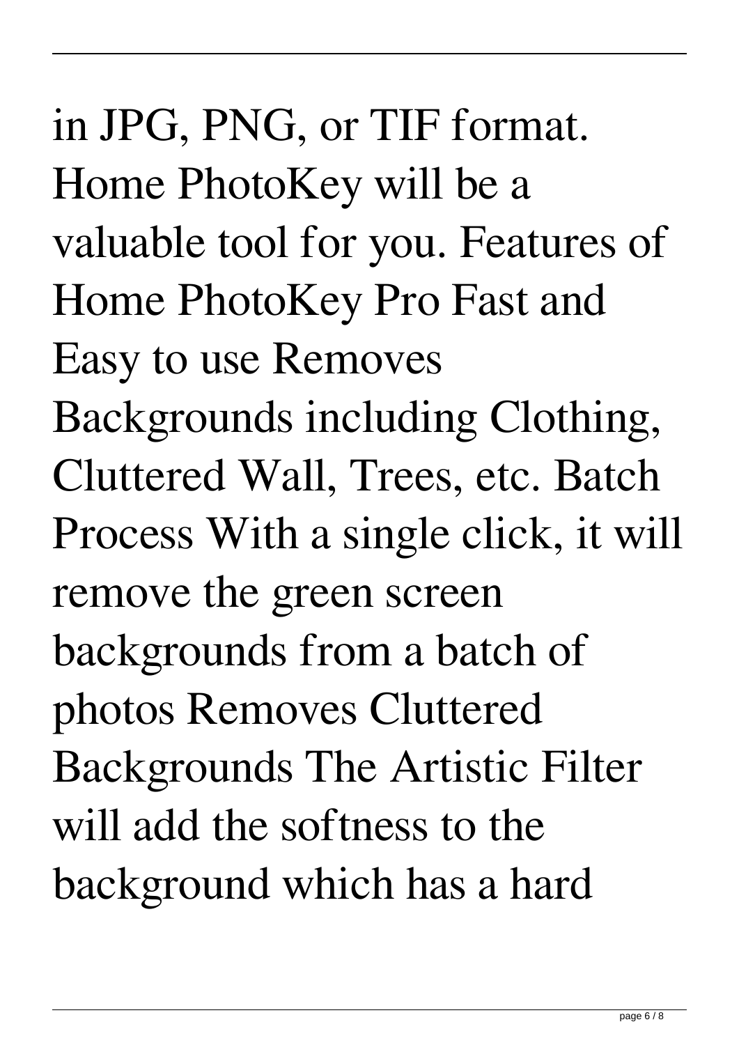in JPG, PNG, or TIF format. Home PhotoKey will be a valuable tool for you. Features of Home PhotoKey Pro Fast and Easy to use Removes Backgrounds including Clothing, Cluttered Wall, Trees, etc. Batch Process With a single click, it will remove the green screen backgrounds from a batch of photos Removes Cluttered Backgrounds The Artistic Filter will add the softness to the background which has a hard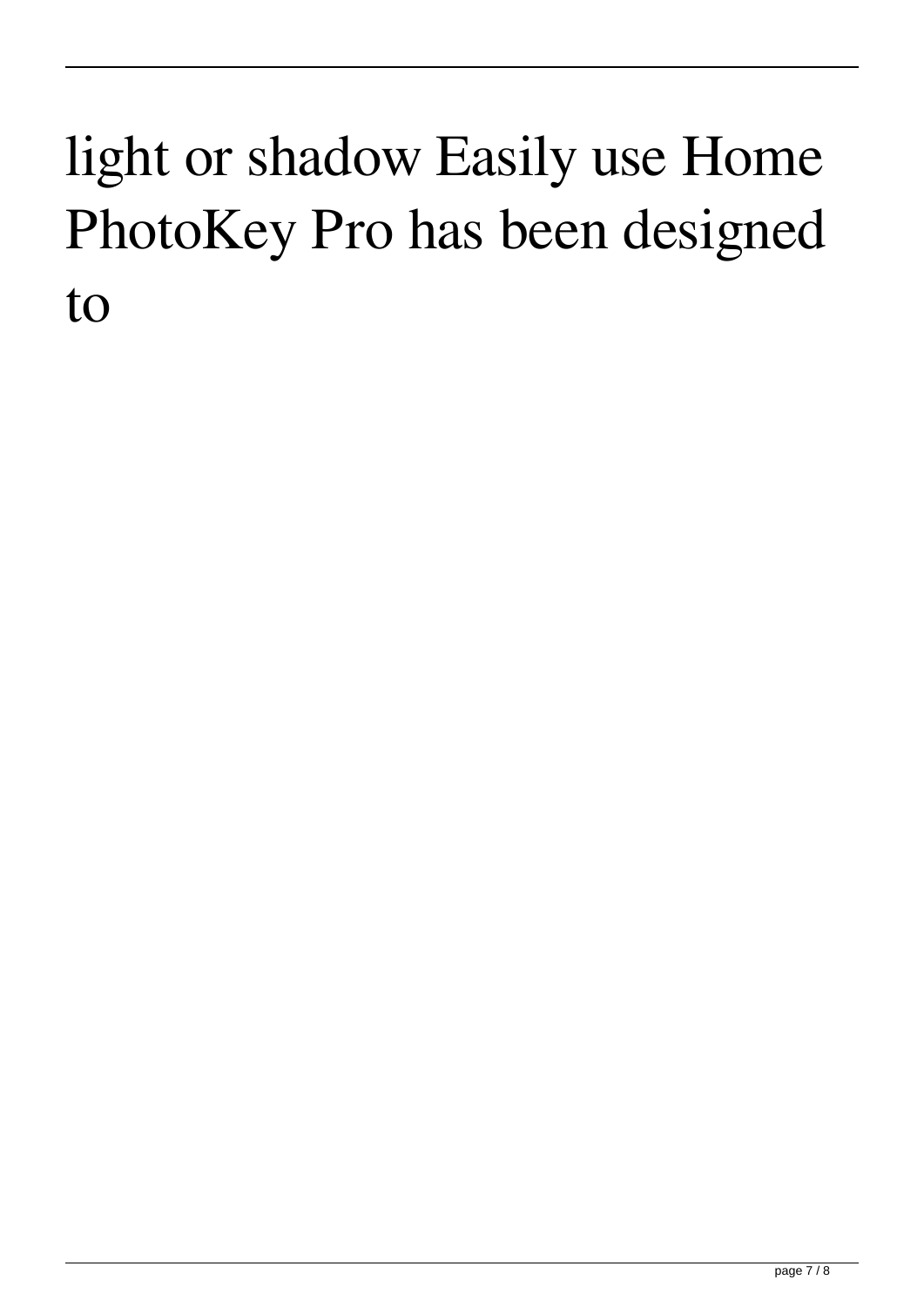light or shadow Easily use Home PhotoKey Pro has been designed to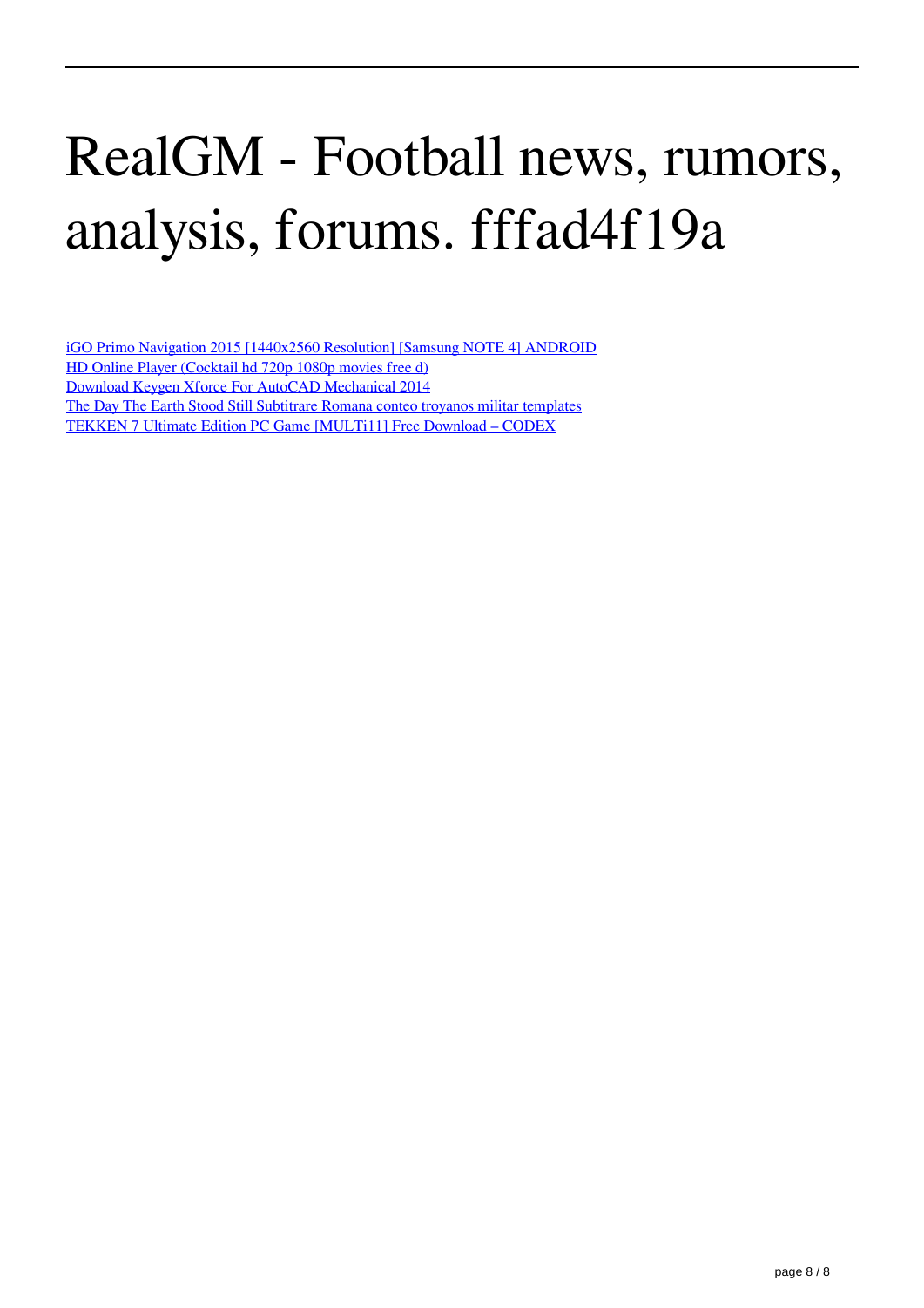# RealGM - Football news, rumors, analysis, forums. fffad4f19a

[iGO Primo Navigation 2015 [1440x2560 Resolution] [Samsung NOTE 4] ANDROID]
[HD Online Player (Cocktail hd 720p 1080p movies free d)]
[Download Keygen Xforce For AutoCAD Mechanical 2014]
[The Day The Earth Stood Still Subtitrare Romana conteo troyanos militar templates]
[TEKKEN 7 Ultimate Edition PC Game [MULTi11] Free Download – CODEX]